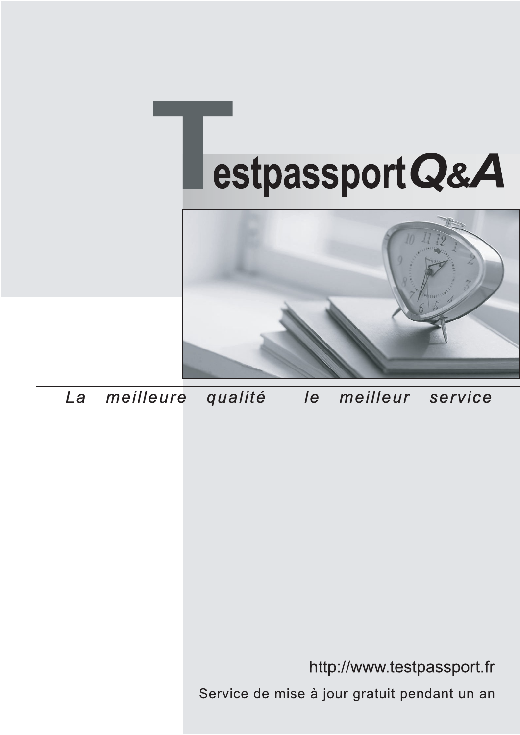# TestpassportQ&A

*La meilleure qualité le meilleur service*

http://www.testpassport.fr

Service de mise à jour gratuit pendant un an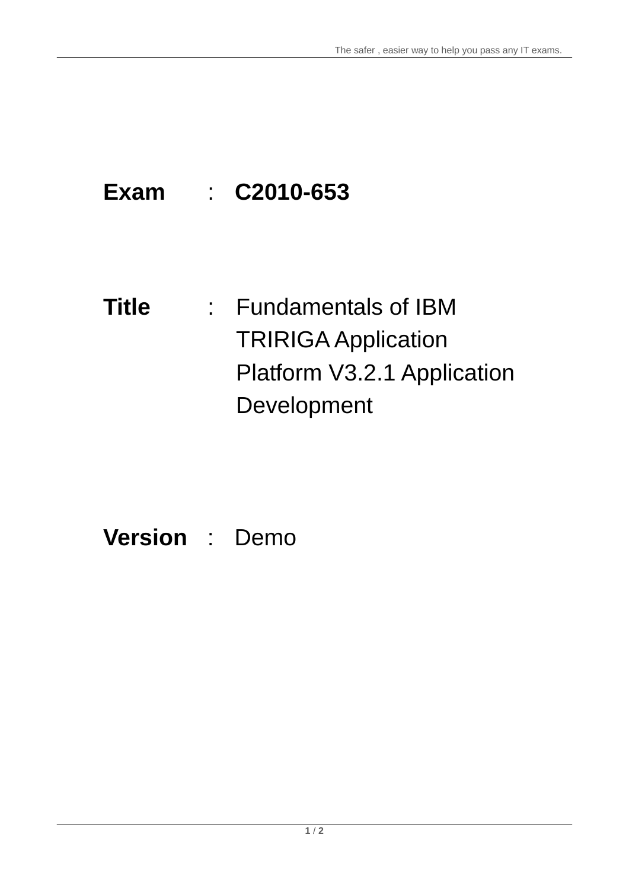**Exam** : **C2010-653**

**Title** : Fundamentals of IBM TRIRIGA Application Platform V3.2.1 Application Development

**Version** : Demo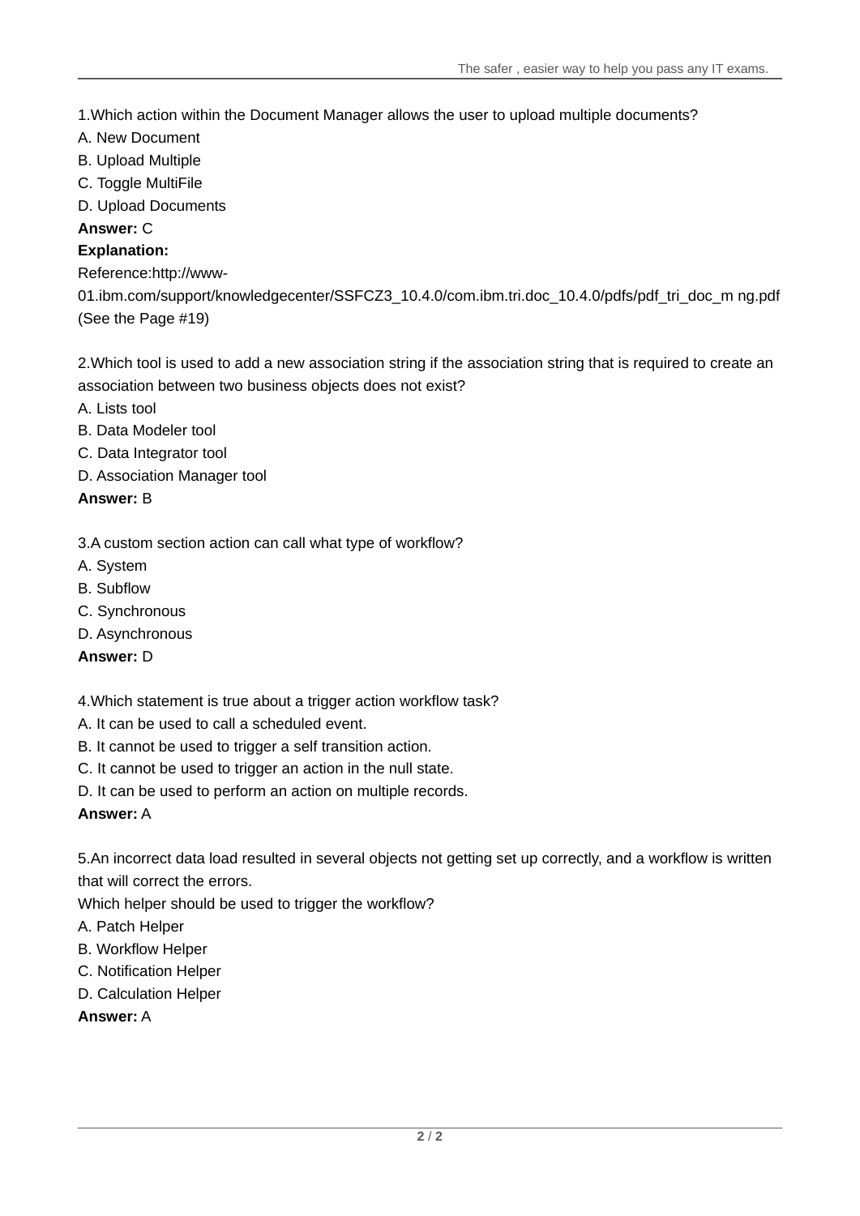1.Which action within the Document Manager allows the user to upload multiple documents?

A. New Document

B. Upload Multiple

C. Toggle MultiFile

D. Upload Documents

**Answer:** C

**Explanation:**

Reference:http://www-01.ibm.com/support/knowledgecenter/SSFCZ3_10.4.0/com.ibm.tri.doc_10.4.0/pdfs/pdf_tri_doc_m ng.pdf (See the Page #19)

2.Which tool is used to add a new association string if the association string that is required to create an association between two business objects does not exist?

A. Lists tool

B. Data Modeler tool

C. Data Integrator tool

D. Association Manager tool

**Answer:** B

3.A custom section action can call what type of workflow?

A. System

B. Subflow

C. Synchronous

D. Asynchronous

**Answer:** D

4.Which statement is true about a trigger action workflow task?

A. It can be used to call a scheduled event.

B. It cannot be used to trigger a self transition action.

C. It cannot be used to trigger an action in the null state.

D. It can be used to perform an action on multiple records.

**Answer:** A

5.An incorrect data load resulted in several objects not getting set up correctly, and a workflow is written that will correct the errors.

Which helper should be used to trigger the workflow?

A. Patch Helper

B. Workflow Helper

C. Notification Helper

D. Calculation Helper

**Answer:** A